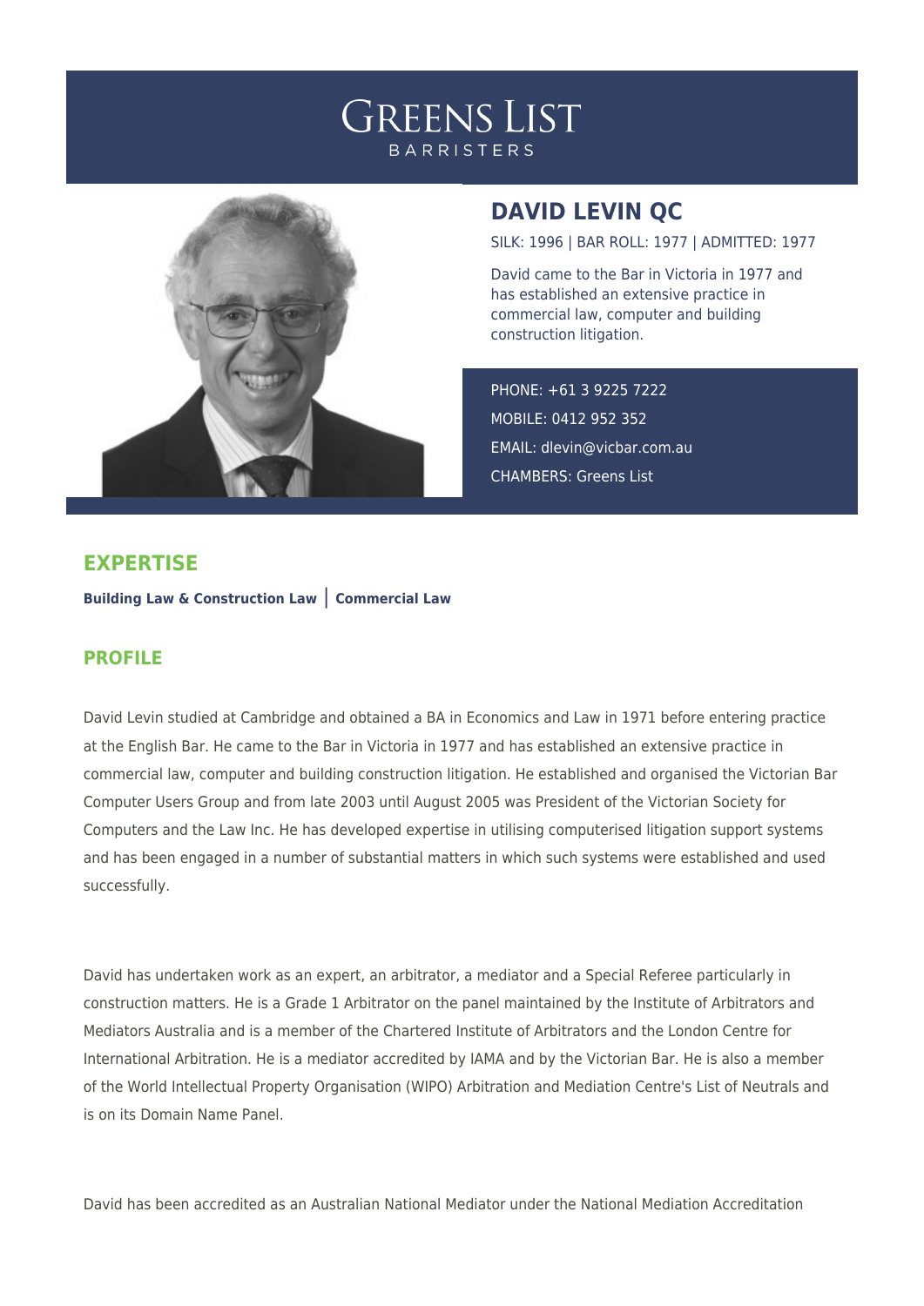# GREENS LIST

BARRISTERS

## DAVID LEVIN QC

SILK: 1996 | BAR ROLL: 1977 | ADMITTED: 1977

David came to the Bar in Victoria in 1977 and has established an extensive practice in commercial law, computer and building construction litigation.

PHONE: +61 3 9225 7222

MOBILE: 0412 952 352

EMAIL: dlevin@vicbar.com.au

CHAMBERS: Greens List

## EXPERTISE

**Building Law & Construction Law** | **Commercial Law**

## PROFILE

David Levin studied at Cambridge and obtained a BA in Economics and Law in 1971 before entering practice at the English Bar. He came to the Bar in Victoria in 1977 and has established an extensive practice in commercial law, computer and building construction litigation. He established and organised the Victorian Bar Computer Users Group and from late 2003 until August 2005 was President of the Victorian Society for Computers and the Law Inc. He has developed expertise in utilising computerised litigation support systems and has been engaged in a number of substantial matters in which such systems were established and used successfully.

David has undertaken work as an expert, an arbitrator, a mediator and a Special Referee particularly in construction matters. He is a Grade 1 Arbitrator on the panel maintained by the Institute of Arbitrators and Mediators Australia and is a member of the Chartered Institute of Arbitrators and the London Centre for International Arbitration. He is a mediator accredited by IAMA and by the Victorian Bar. He is also a member of the World Intellectual Property Organisation (WIPO) Arbitration and Mediation Centre's List of Neutrals and is on its Domain Name Panel.

David has been accredited as an Australian National Mediator under the National Mediation Accreditation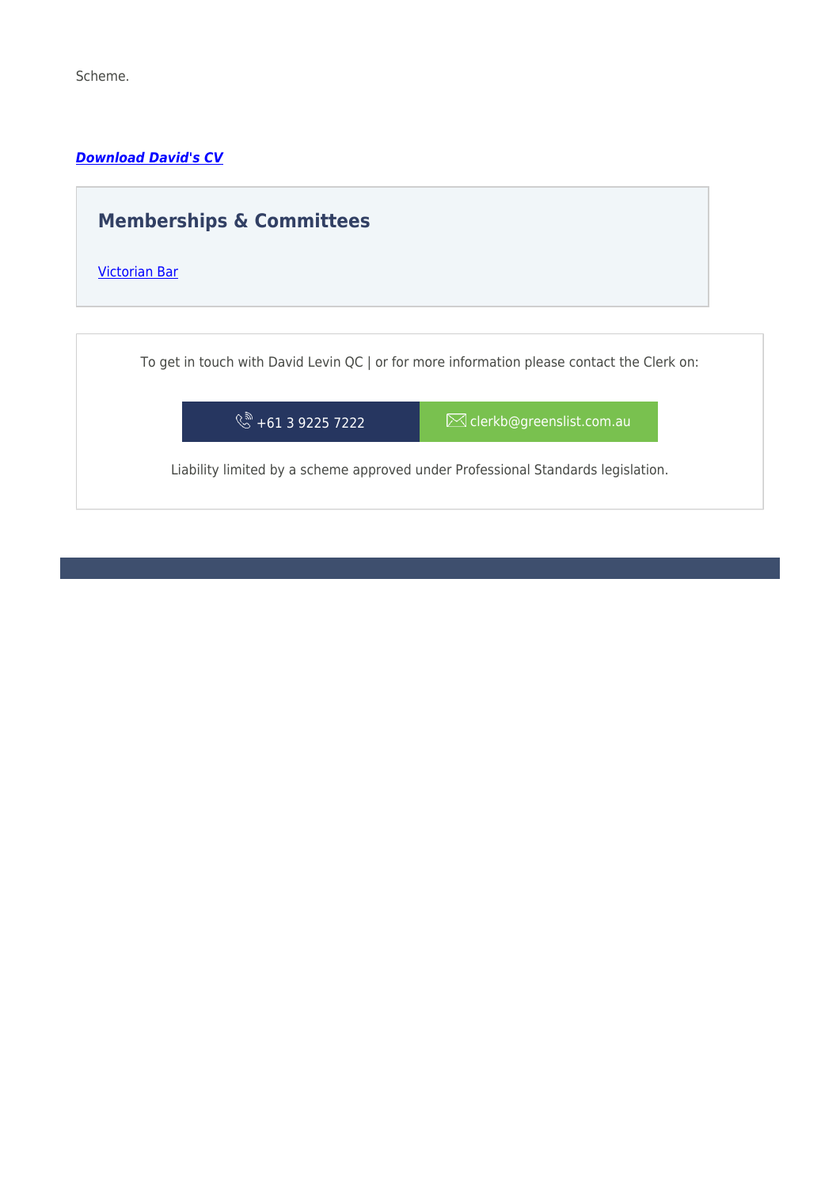Scheme.

***[Download David's CV](#)***

## Memberships & Committees

[Victorian Bar](#)

To get in touch with David Levin QC | or for more information please contact the Clerk on:

+61 3 9225 7222

clerkb@greenslist.com.au

Liability limited by a scheme approved under Professional Standards legislation.